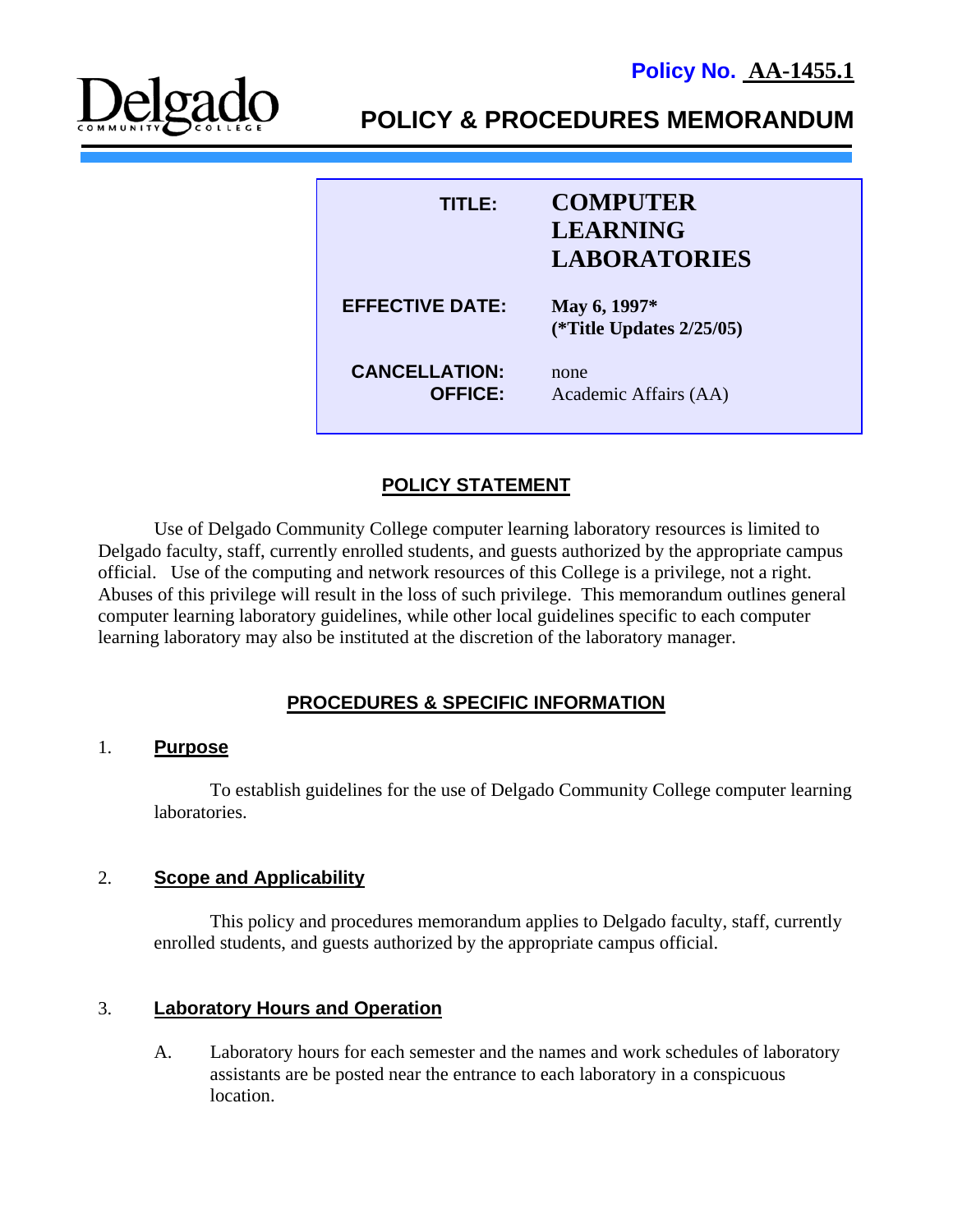**Policy No. AA-1455.1**

Delgado Community College

# POLICY & PROCEDURES MEMORANDUM

| | |
|---|---|
| **TITLE:** | **COMPUTER LEARNING LABORATORIES** |
| **EFFECTIVE DATE:** | **May 6, 1997\* (\*Title Updates 2/25/05)** |
| **CANCELLATION:** | none |
| **OFFICE:** | Academic Affairs (AA) |

## POLICY STATEMENT

Use of Delgado Community College computer learning laboratory resources is limited to Delgado faculty, staff, currently enrolled students, and guests authorized by the appropriate campus official. Use of the computing and network resources of this College is a privilege, not a right. Abuses of this privilege will result in the loss of such privilege. This memorandum outlines general computer learning laboratory guidelines, while other local guidelines specific to each computer learning laboratory may also be instituted at the discretion of the laboratory manager.

## PROCEDURES & SPECIFIC INFORMATION

### 1. Purpose

To establish guidelines for the use of Delgado Community College computer learning laboratories.

### 2. Scope and Applicability

This policy and procedures memorandum applies to Delgado faculty, staff, currently enrolled students, and guests authorized by the appropriate campus official.

### 3. Laboratory Hours and Operation

A. Laboratory hours for each semester and the names and work schedules of laboratory assistants are be posted near the entrance to each laboratory in a conspicuous location.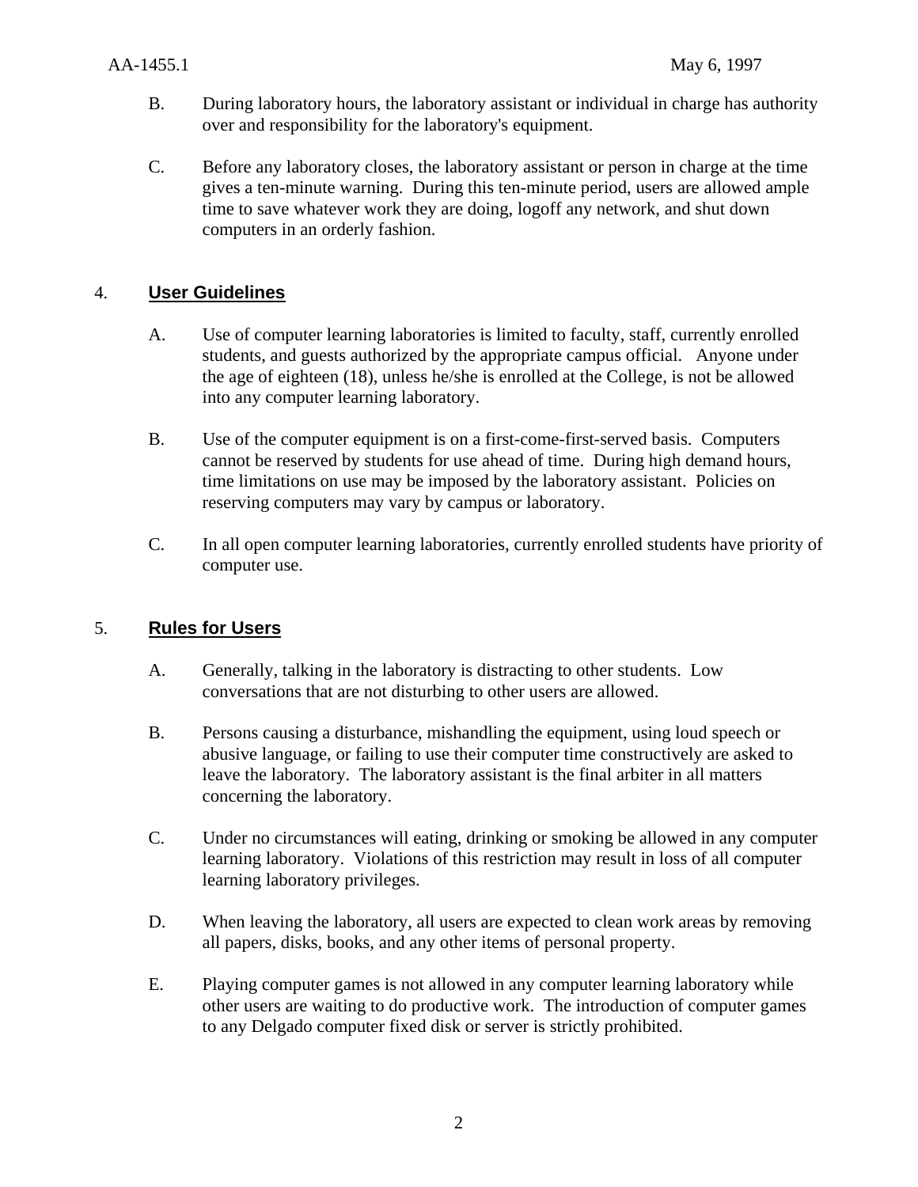B. During laboratory hours, the laboratory assistant or individual in charge has authority over and responsibility for the laboratory's equipment.

C. Before any laboratory closes, the laboratory assistant or person in charge at the time gives a ten-minute warning. During this ten-minute period, users are allowed ample time to save whatever work they are doing, logoff any network, and shut down computers in an orderly fashion.

## 4. **User Guidelines**

A. Use of computer learning laboratories is limited to faculty, staff, currently enrolled students, and guests authorized by the appropriate campus official. Anyone under the age of eighteen (18), unless he/she is enrolled at the College, is not be allowed into any computer learning laboratory.

B. Use of the computer equipment is on a first-come-first-served basis. Computers cannot be reserved by students for use ahead of time. During high demand hours, time limitations on use may be imposed by the laboratory assistant. Policies on reserving computers may vary by campus or laboratory.

C. In all open computer learning laboratories, currently enrolled students have priority of computer use.

## 5. **Rules for Users**

A. Generally, talking in the laboratory is distracting to other students. Low conversations that are not disturbing to other users are allowed.

B. Persons causing a disturbance, mishandling the equipment, using loud speech or abusive language, or failing to use their computer time constructively are asked to leave the laboratory. The laboratory assistant is the final arbiter in all matters concerning the laboratory.

C. Under no circumstances will eating, drinking or smoking be allowed in any computer learning laboratory. Violations of this restriction may result in loss of all computer learning laboratory privileges.

D. When leaving the laboratory, all users are expected to clean work areas by removing all papers, disks, books, and any other items of personal property.

E. Playing computer games is not allowed in any computer learning laboratory while other users are waiting to do productive work. The introduction of computer games to any Delgado computer fixed disk or server is strictly prohibited.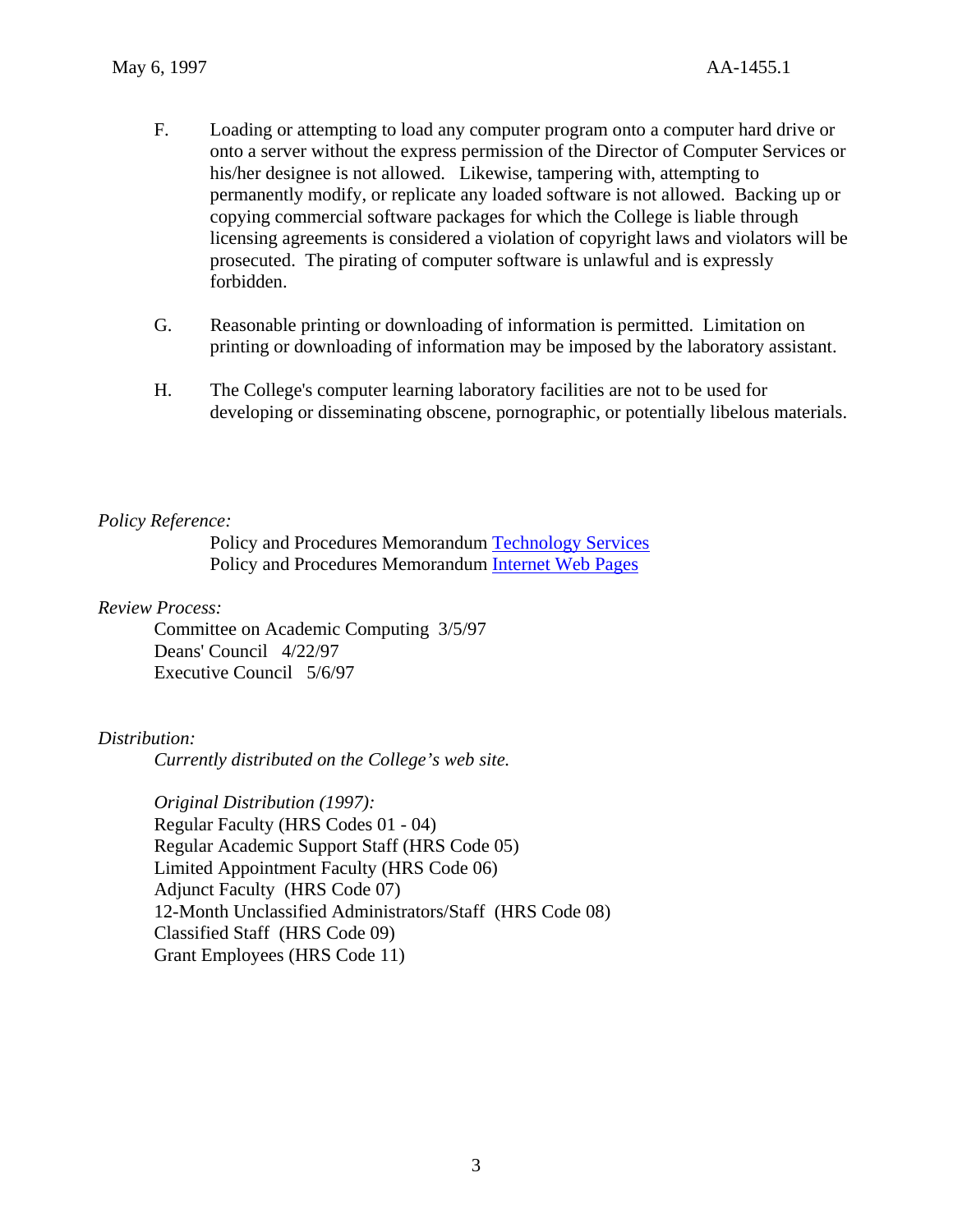F. Loading or attempting to load any computer program onto a computer hard drive or onto a server without the express permission of the Director of Computer Services or his/her designee is not allowed. Likewise, tampering with, attempting to permanently modify, or replicate any loaded software is not allowed. Backing up or copying commercial software packages for which the College is liable through licensing agreements is considered a violation of copyright laws and violators will be prosecuted. The pirating of computer software is unlawful and is expressly forbidden.

G. Reasonable printing or downloading of information is permitted. Limitation on printing or downloading of information may be imposed by the laboratory assistant.

H. The College's computer learning laboratory facilities are not to be used for developing or disseminating obscene, pornographic, or potentially libelous materials.

*Policy Reference:*

Policy and Procedures Memorandum Technology Services
Policy and Procedures Memorandum Internet Web Pages

*Review Process:*

Committee on Academic Computing 3/5/97
Deans' Council 4/22/97
Executive Council 5/6/97

*Distribution:*

*Currently distributed on the College's web site.*

*Original Distribution (1997):*
Regular Faculty (HRS Codes 01 - 04)
Regular Academic Support Staff (HRS Code 05)
Limited Appointment Faculty (HRS Code 06)
Adjunct Faculty (HRS Code 07)
12-Month Unclassified Administrators/Staff (HRS Code 08)
Classified Staff (HRS Code 09)
Grant Employees (HRS Code 11)